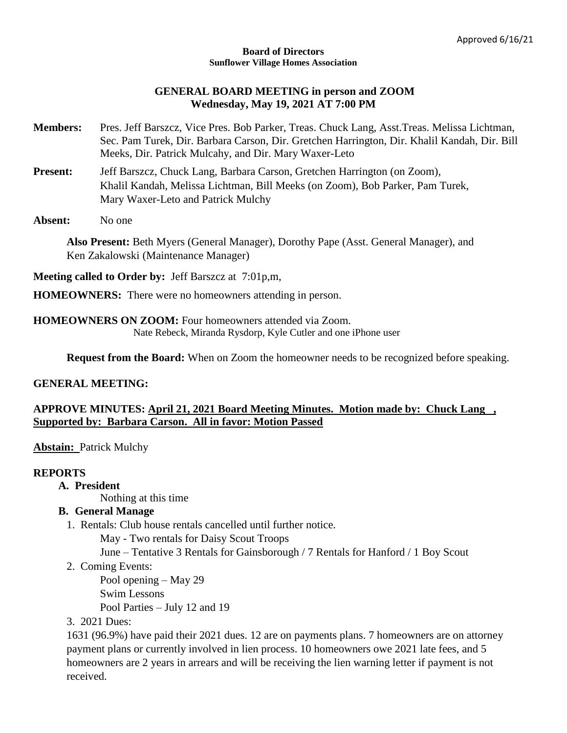Approved 6/16/21

**Board of Directors**
**Sunflower Village Homes Association**

**GENERAL BOARD MEETING in person and ZOOM**
**Wednesday, May 19, 2021 AT 7:00 PM**

**Members:** Pres. Jeff Barszcz, Vice Pres. Bob Parker, Treas. Chuck Lang, Asst.Treas. Melissa Lichtman, Sec. Pam Turek, Dir. Barbara Carson, Dir. Gretchen Harrington, Dir. Khalil Kandah, Dir. Bill Meeks, Dir. Patrick Mulcahy, and Dir. Mary Waxer-Leto

**Present:** Jeff Barszcz, Chuck Lang, Barbara Carson, Gretchen Harrington (on Zoom), Khalil Kandah, Melissa Lichtman, Bill Meeks (on Zoom), Bob Parker, Pam Turek, Mary Waxer-Leto and Patrick Mulchy

**Absent:** No one

**Also Present:** Beth Myers (General Manager), Dorothy Pape (Asst. General Manager), and Ken Zakalowski (Maintenance Manager)

**Meeting called to Order by:** Jeff Barszcz at 7:01p,m,

**HOMEOWNERS:** There were no homeowners attending in person.

**HOMEOWNERS ON ZOOM:** Four homeowners attended via Zoom.
Nate Rebeck, Miranda Rysdorp, Kyle Cutler and one iPhone user

**Request from the Board:** When on Zoom the homeowner needs to be recognized before speaking.

**GENERAL MEETING:**

**APPROVE MINUTES: April 21, 2021 Board Meeting Minutes. Motion made by: Chuck Lang , Supported by: Barbara Carson. All in favor: Motion Passed**

**Abstain:** Patrick Mulchy

**REPORTS**

**A. President**

Nothing at this time

**B. General Manage**

1. Rentals: Club house rentals cancelled until further notice.
   May - Two rentals for Daisy Scout Troops
   June – Tentative 3 Rentals for Gainsborough / 7 Rentals for Hanford / 1 Boy Scout
2. Coming Events:
   Pool opening – May 29
   Swim Lessons
   Pool Parties – July 12 and 19
3. 2021 Dues:

1631 (96.9%) have paid their 2021 dues. 12 are on payments plans. 7 homeowners are on attorney payment plans or currently involved in lien process. 10 homeowners owe 2021 late fees, and 5 homeowners are 2 years in arrears and will be receiving the lien warning letter if payment is not received.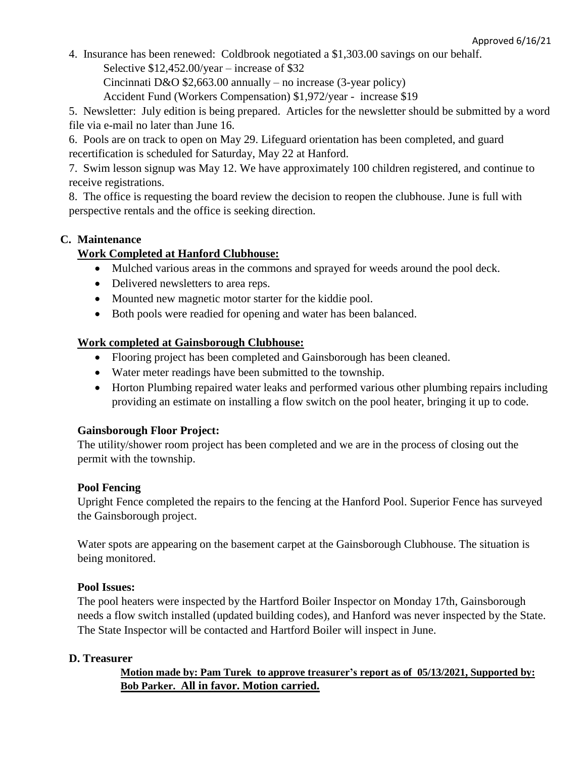Approved 6/16/21

4. Insurance has been renewed: Coldbrook negotiated a $1,303.00 savings on our behalf.
   Selective $12,452.00/year – increase of $32
   Cincinnati D&O $2,663.00 annually – no increase (3-year policy)
   Accident Fund (Workers Compensation) $1,972/year - increase $19
5. Newsletter: July edition is being prepared. Articles for the newsletter should be submitted by a word file via e-mail no later than June 16.
6. Pools are on track to open on May 29. Lifeguard orientation has been completed, and guard recertification is scheduled for Saturday, May 22 at Hanford.
7. Swim lesson signup was May 12. We have approximately 100 children registered, and continue to receive registrations.
8. The office is requesting the board review the decision to reopen the clubhouse. June is full with perspective rentals and the office is seeking direction.

**C. Maintenance**

**Work Completed at Hanford Clubhouse:**

- Mulched various areas in the commons and sprayed for weeds around the pool deck.
- Delivered newsletters to area reps.
- Mounted new magnetic motor starter for the kiddie pool.
- Both pools were readied for opening and water has been balanced.

**Work completed at Gainsborough Clubhouse:**

- Flooring project has been completed and Gainsborough has been cleaned.
- Water meter readings have been submitted to the township.
- Horton Plumbing repaired water leaks and performed various other plumbing repairs including providing an estimate on installing a flow switch on the pool heater, bringing it up to code.

**Gainsborough Floor Project:**

The utility/shower room project has been completed and we are in the process of closing out the permit with the township.

**Pool Fencing**

Upright Fence completed the repairs to the fencing at the Hanford Pool. Superior Fence has surveyed the Gainsborough project.

Water spots are appearing on the basement carpet at the Gainsborough Clubhouse. The situation is being monitored.

**Pool Issues:**

The pool heaters were inspected by the Hartford Boiler Inspector on Monday 17th, Gainsborough needs a flow switch installed (updated building codes), and Hanford was never inspected by the State. The State Inspector will be contacted and Hartford Boiler will inspect in June.

**D. Treasurer**

**Motion made by: Pam Turek to approve treasurer's report as of 05/13/2021, Supported by: Bob Parker. All in favor. Motion carried.**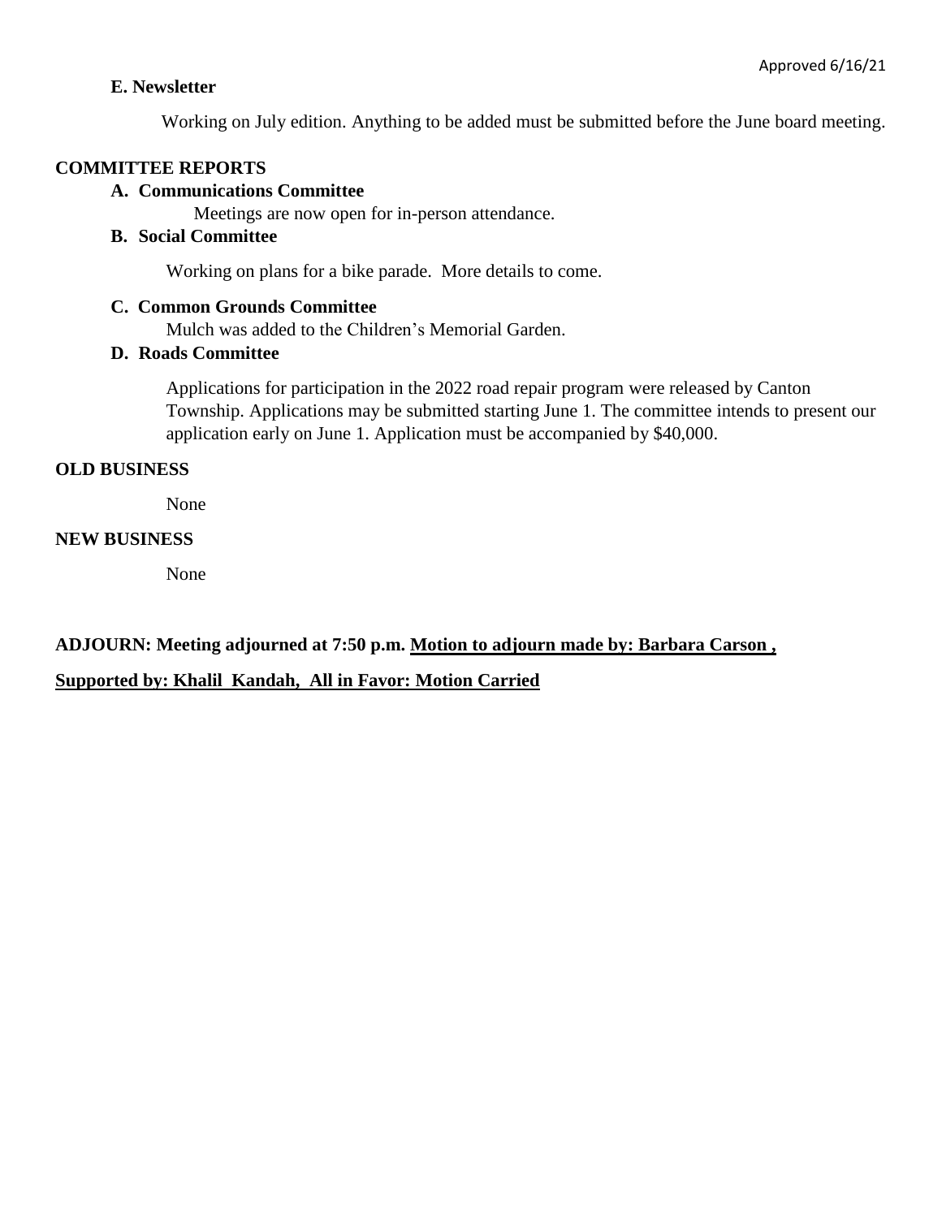Approved 6/16/21

**E. Newsletter**

Working on July edition. Anything to be added must be submitted before the June board meeting.

## COMMITTEE REPORTS

**A. Communications Committee**

Meetings are now open for in-person attendance.

**B. Social Committee**

Working on plans for a bike parade. More details to come.

**C. Common Grounds Committee**

Mulch was added to the Children's Memorial Garden.

**D. Roads Committee**

Applications for participation in the 2022 road repair program were released by Canton Township. Applications may be submitted starting June 1. The committee intends to present our application early on June 1. Application must be accompanied by $40,000.

## OLD BUSINESS

None

## NEW BUSINESS

None

**ADJOURN: Meeting adjourned at 7:50 p.m. Motion to adjourn made by: Barbara Carson ,**

**Supported by: Khalil Kandah, All in Favor: Motion Carried**